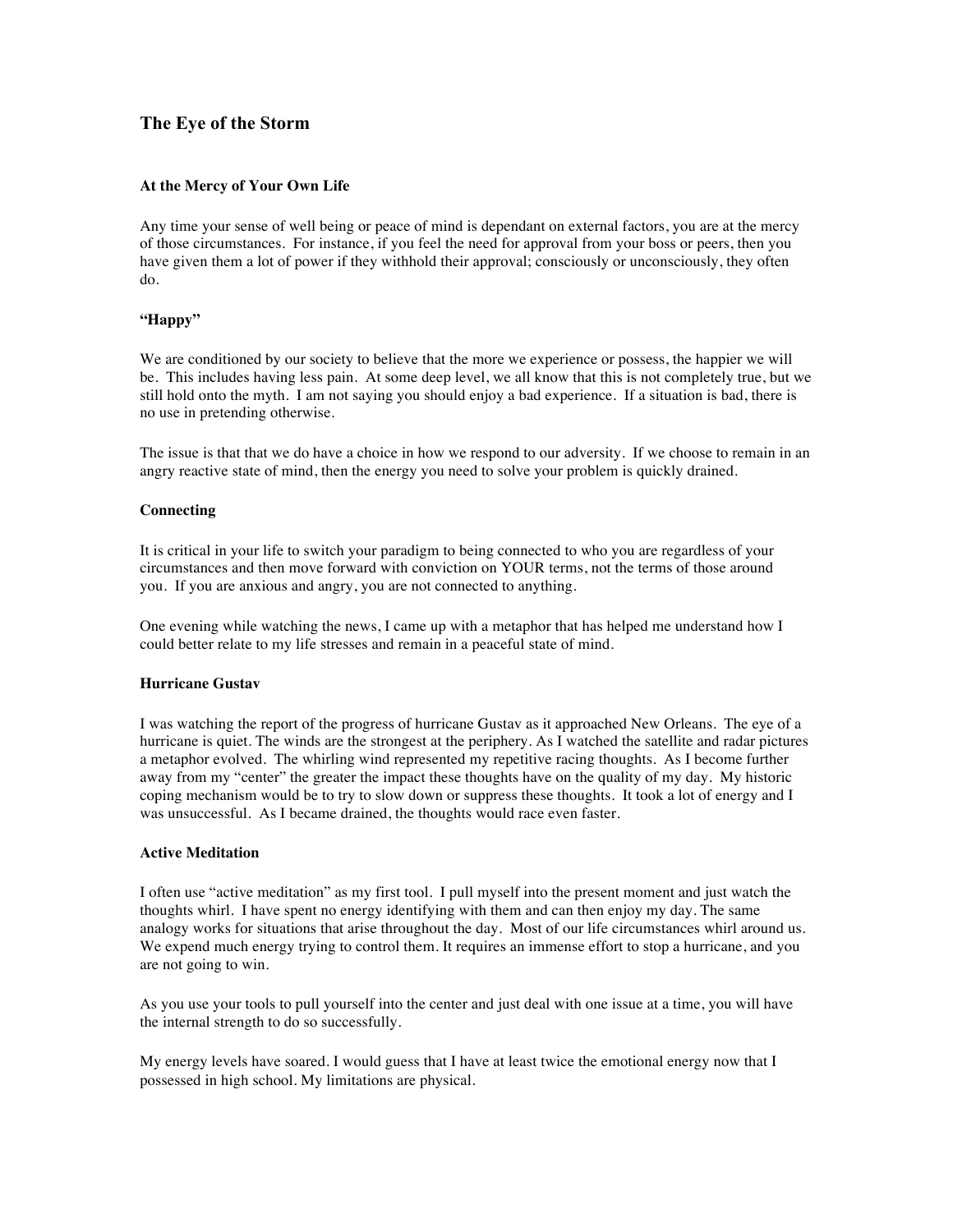# The Eye of the Storm

### At the Mercy of Your Own Life

Any time your sense of well being or peace of mind is dependant on external factors, you are at the mercy of those circumstances. For instance, if you feel the need for approval from your boss or peers, then you have given them a lot of power if they withhold their approval; consciously or unconsciously, they often do.

### "Happy"

We are conditioned by our society to believe that the more we experience or possess, the happier we will be. This includes having less pain. At some deep level, we all know that this is not completely true, but we still hold onto the myth. I am not saying you should enjoy a bad experience. If a situation is bad, there is no use in pretending otherwise.

The issue is that that we do have a choice in how we respond to our adversity. If we choose to remain in an angry reactive state of mind, then the energy you need to solve your problem is quickly drained.

### Connecting

It is critical in your life to switch your paradigm to being connected to who you are regardless of your circumstances and then move forward with conviction on YOUR terms, not the terms of those around you. If you are anxious and angry, you are not connected to anything.

One evening while watching the news, I came up with a metaphor that has helped me understand how I could better relate to my life stresses and remain in a peaceful state of mind.

### Hurricane Gustav

I was watching the report of the progress of hurricane Gustav as it approached New Orleans. The eye of a hurricane is quiet. The winds are the strongest at the periphery. As I watched the satellite and radar pictures a metaphor evolved. The whirling wind represented my repetitive racing thoughts. As I become further away from my "center" the greater the impact these thoughts have on the quality of my day. My historic coping mechanism would be to try to slow down or suppress these thoughts. It took a lot of energy and I was unsuccessful. As I became drained, the thoughts would race even faster.

### Active Meditation

I often use "active meditation" as my first tool. I pull myself into the present moment and just watch the thoughts whirl. I have spent no energy identifying with them and can then enjoy my day. The same analogy works for situations that arise throughout the day. Most of our life circumstances whirl around us. We expend much energy trying to control them. It requires an immense effort to stop a hurricane, and you are not going to win.

As you use your tools to pull yourself into the center and just deal with one issue at a time, you will have the internal strength to do so successfully.

My energy levels have soared. I would guess that I have at least twice the emotional energy now that I possessed in high school. My limitations are physical.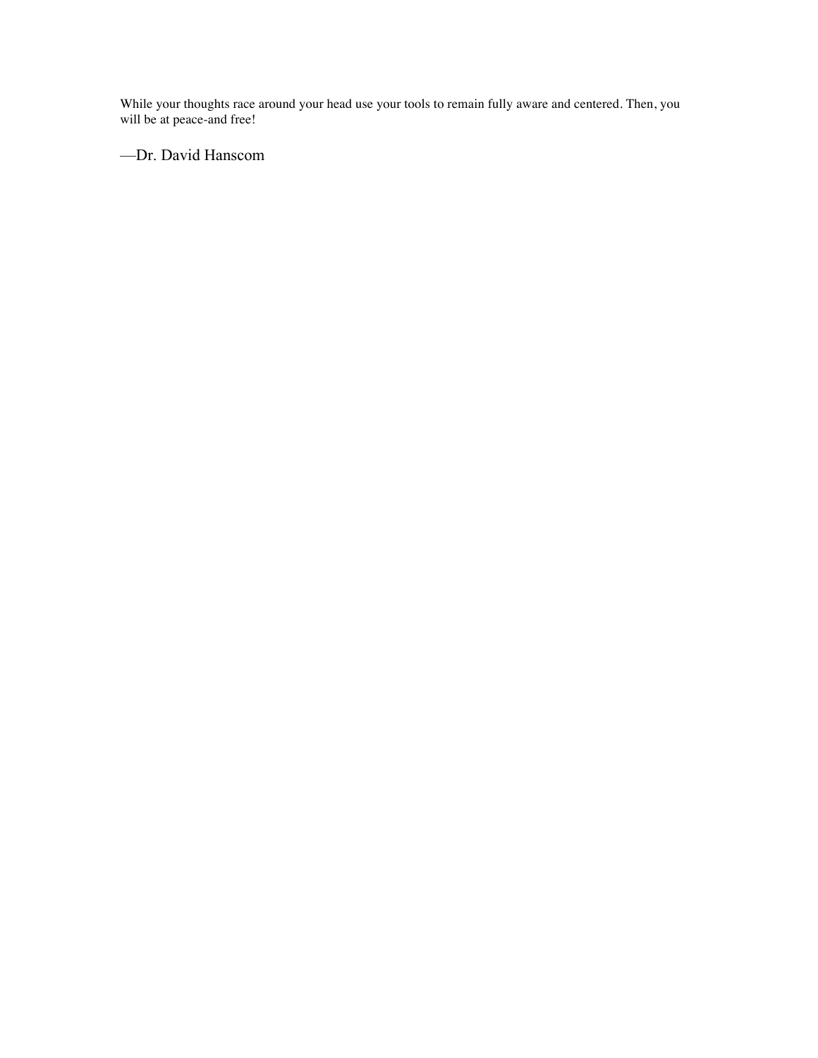While your thoughts race around your head use your tools to remain fully aware and centered. Then, you will be at peace-and free!

—Dr. David Hanscom